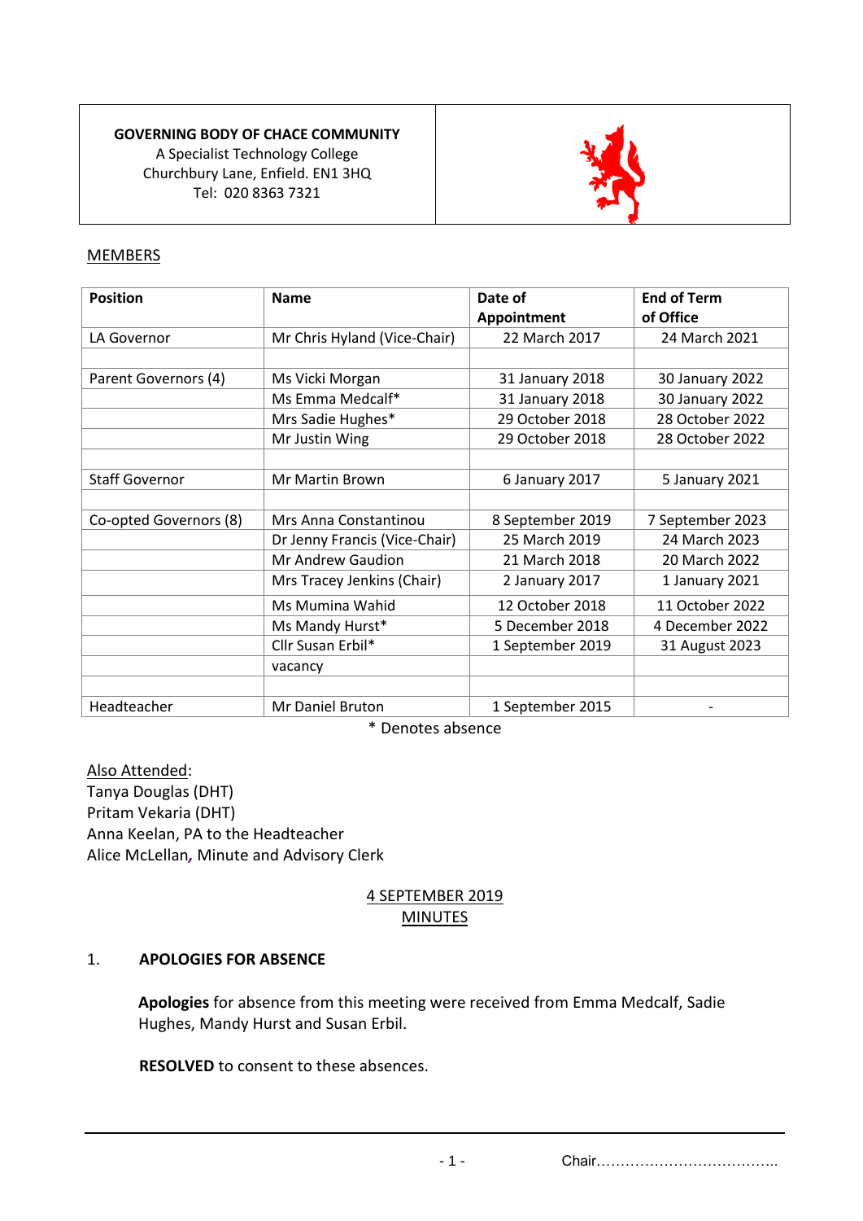**GOVERNING BODY OF CHACE COMMUNITY**
A Specialist Technology College
Churchbury Lane, Enfield. EN1 3HQ
Tel: 020 8363 7321

MEMBERS

| Position | Name | Date of Appointment | End of Term of Office |
|---|---|---|---|
| LA Governor | Mr Chris Hyland (Vice-Chair) | 22 March 2017 | 24 March 2021 |
| | | | |
| Parent Governors (4) | Ms Vicki Morgan | 31 January 2018 | 30 January 2022 |
| | Ms Emma Medcalf* | 31 January 2018 | 30 January 2022 |
| | Mrs Sadie Hughes* | 29 October 2018 | 28 October 2022 |
| | Mr Justin Wing | 29 October 2018 | 28 October 2022 |
| | | | |
| Staff Governor | Mr Martin Brown | 6 January 2017 | 5 January 2021 |
| | | | |
| Co-opted Governors (8) | Mrs Anna Constantinou | 8 September 2019 | 7 September 2023 |
| | Dr Jenny Francis (Vice-Chair) | 25 March 2019 | 24 March 2023 |
| | Mr Andrew Gaudion | 21 March 2018 | 20 March 2022 |
| | Mrs Tracey Jenkins (Chair) | 2 January 2017 | 1 January 2021 |
| | Ms Mumina Wahid | 12 October 2018 | 11 October 2022 |
| | Ms Mandy Hurst* | 5 December 2018 | 4 December 2022 |
| | Cllr Susan Erbil* | 1 September 2019 | 31 August 2023 |
| | vacancy | | |
| | | | |
| Headteacher | Mr Daniel Bruton | 1 September 2015 | - |

\* Denotes absence

Also Attended:
Tanya Douglas (DHT)
Pritam Vekaria (DHT)
Anna Keelan, PA to the Headteacher
Alice McLellan, Minute and Advisory Clerk

## 4 SEPTEMBER 2019 MINUTES

### 1. APOLOGIES FOR ABSENCE

**Apologies** for absence from this meeting were received from Emma Medcalf, Sadie Hughes, Mandy Hurst and Susan Erbil.

**RESOLVED** to consent to these absences.

Chair…………………………………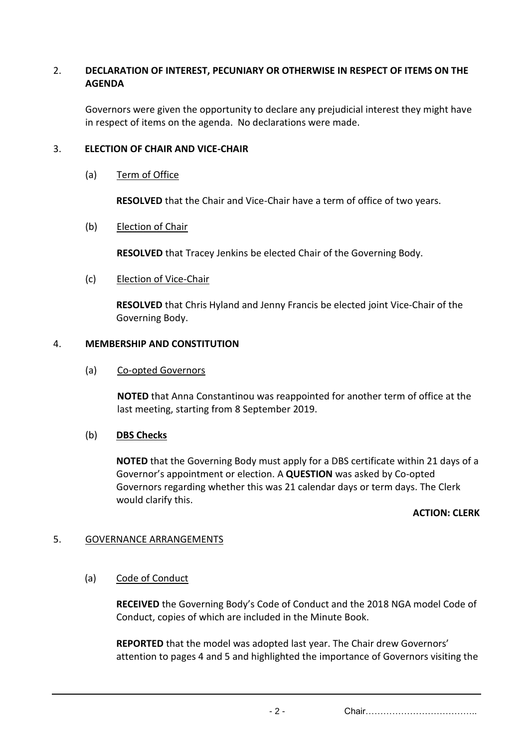## 2. DECLARATION OF INTEREST, PECUNIARY OR OTHERWISE IN RESPECT OF ITEMS ON THE AGENDA

Governors were given the opportunity to declare any prejudicial interest they might have in respect of items on the agenda. No declarations were made.

## 3. ELECTION OF CHAIR AND VICE-CHAIR

(a) Term of Office

**RESOLVED** that the Chair and Vice-Chair have a term of office of two years.

(b) Election of Chair

**RESOLVED** that Tracey Jenkins be elected Chair of the Governing Body.

(c) Election of Vice-Chair

**RESOLVED** that Chris Hyland and Jenny Francis be elected joint Vice-Chair of the Governing Body.

## 4. MEMBERSHIP AND CONSTITUTION

(a) Co-opted Governors

**NOTED** that Anna Constantinou was reappointed for another term of office at the last meeting, starting from 8 September 2019.

(b) **DBS Checks**

**NOTED** that the Governing Body must apply for a DBS certificate within 21 days of a Governor's appointment or election. A **QUESTION** was asked by Co-opted Governors regarding whether this was 21 calendar days or term days. The Clerk would clarify this.

**ACTION: CLERK**

## 5. GOVERNANCE ARRANGEMENTS

(a) Code of Conduct

**RECEIVED** the Governing Body's Code of Conduct and the 2018 NGA model Code of Conduct, copies of which are included in the Minute Book.

**REPORTED** that the model was adopted last year. The Chair drew Governors' attention to pages 4 and 5 and highlighted the importance of Governors visiting the

Chair………………………………..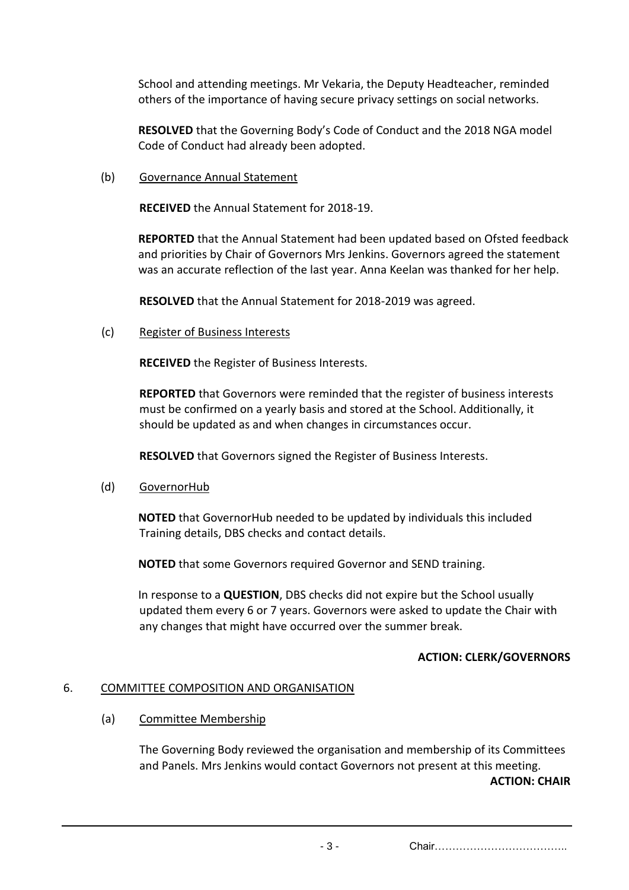School and attending meetings. Mr Vekaria, the Deputy Headteacher, reminded others of the importance of having secure privacy settings on social networks.

**RESOLVED** that the Governing Body's Code of Conduct and the 2018 NGA model Code of Conduct had already been adopted.

(b) Governance Annual Statement

**RECEIVED** the Annual Statement for 2018-19.

**REPORTED** that the Annual Statement had been updated based on Ofsted feedback and priorities by Chair of Governors Mrs Jenkins. Governors agreed the statement was an accurate reflection of the last year. Anna Keelan was thanked for her help.

**RESOLVED** that the Annual Statement for 2018-2019 was agreed.

(c) Register of Business Interests

**RECEIVED** the Register of Business Interests.

**REPORTED** that Governors were reminded that the register of business interests must be confirmed on a yearly basis and stored at the School. Additionally, it should be updated as and when changes in circumstances occur.

**RESOLVED** that Governors signed the Register of Business Interests.

(d) GovernorHub

**NOTED** that GovernorHub needed to be updated by individuals this included Training details, DBS checks and contact details.

**NOTED** that some Governors required Governor and SEND training.

In response to a **QUESTION**, DBS checks did not expire but the School usually updated them every 6 or 7 years. Governors were asked to update the Chair with any changes that might have occurred over the summer break.

**ACTION: CLERK/GOVERNORS**

6. COMMITTEE COMPOSITION AND ORGANISATION

(a) Committee Membership

The Governing Body reviewed the organisation and membership of its Committees and Panels. Mrs Jenkins would contact Governors not present at this meeting.

**ACTION: CHAIR**

Chair………………………………..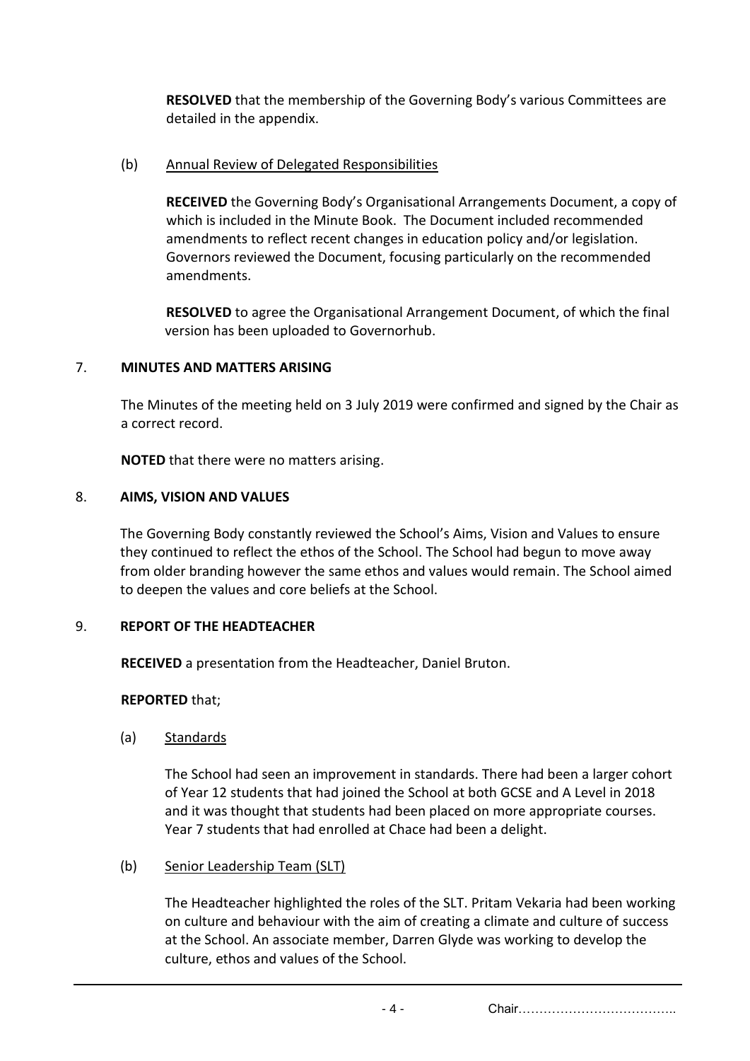**RESOLVED** that the membership of the Governing Body's various Committees are detailed in the appendix.

(b) Annual Review of Delegated Responsibilities

**RECEIVED** the Governing Body's Organisational Arrangements Document, a copy of which is included in the Minute Book. The Document included recommended amendments to reflect recent changes in education policy and/or legislation. Governors reviewed the Document, focusing particularly on the recommended amendments.

**RESOLVED** to agree the Organisational Arrangement Document, of which the final version has been uploaded to Governorhub.

## 7. MINUTES AND MATTERS ARISING

The Minutes of the meeting held on 3 July 2019 were confirmed and signed by the Chair as a correct record.

**NOTED** that there were no matters arising.

## 8. AIMS, VISION AND VALUES

The Governing Body constantly reviewed the School's Aims, Vision and Values to ensure they continued to reflect the ethos of the School. The School had begun to move away from older branding however the same ethos and values would remain. The School aimed to deepen the values and core beliefs at the School.

## 9. REPORT OF THE HEADTEACHER

**RECEIVED** a presentation from the Headteacher, Daniel Bruton.

**REPORTED** that;

(a) Standards

The School had seen an improvement in standards. There had been a larger cohort of Year 12 students that had joined the School at both GCSE and A Level in 2018 and it was thought that students had been placed on more appropriate courses. Year 7 students that had enrolled at Chace had been a delight.

(b) Senior Leadership Team (SLT)

The Headteacher highlighted the roles of the SLT. Pritam Vekaria had been working on culture and behaviour with the aim of creating a climate and culture of success at the School. An associate member, Darren Glyde was working to develop the culture, ethos and values of the School.

Chair………………………………..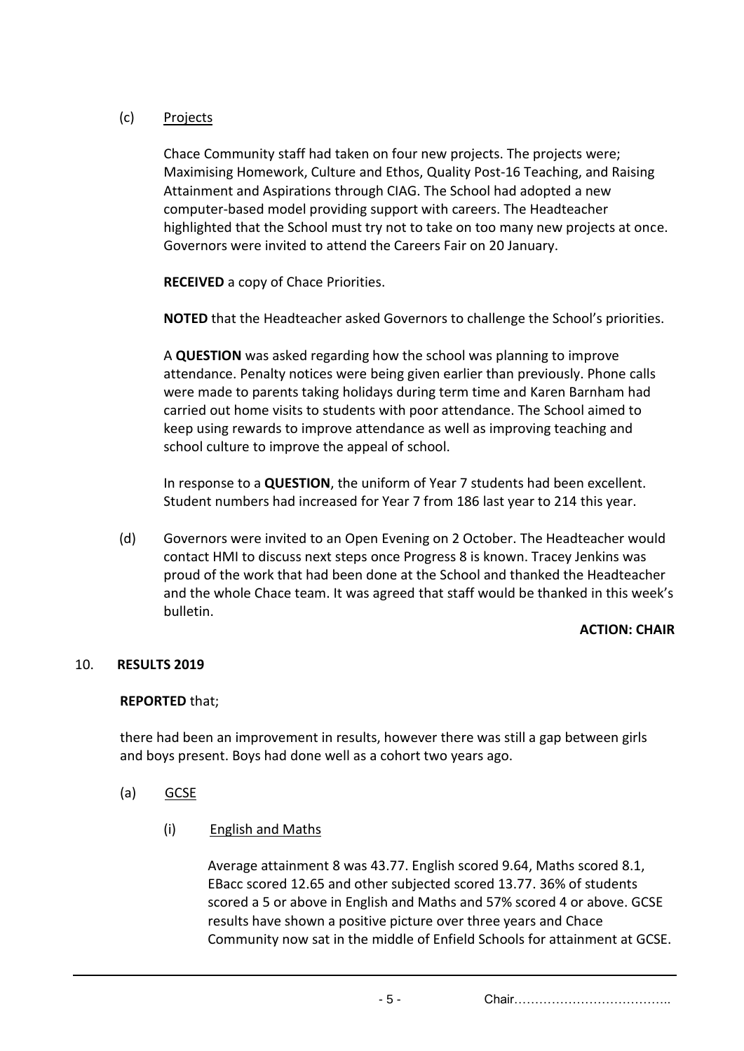(c) Projects

Chace Community staff had taken on four new projects. The projects were; Maximising Homework, Culture and Ethos, Quality Post-16 Teaching, and Raising Attainment and Aspirations through CIAG. The School had adopted a new computer-based model providing support with careers. The Headteacher highlighted that the School must try not to take on too many new projects at once. Governors were invited to attend the Careers Fair on 20 January.

**RECEIVED** a copy of Chace Priorities.

**NOTED** that the Headteacher asked Governors to challenge the School's priorities.

A **QUESTION** was asked regarding how the school was planning to improve attendance. Penalty notices were being given earlier than previously. Phone calls were made to parents taking holidays during term time and Karen Barnham had carried out home visits to students with poor attendance. The School aimed to keep using rewards to improve attendance as well as improving teaching and school culture to improve the appeal of school.

In response to a **QUESTION**, the uniform of Year 7 students had been excellent. Student numbers had increased for Year 7 from 186 last year to 214 this year.

(d) Governors were invited to an Open Evening on 2 October. The Headteacher would contact HMI to discuss next steps once Progress 8 is known. Tracey Jenkins was proud of the work that had been done at the School and thanked the Headteacher and the whole Chace team. It was agreed that staff would be thanked in this week's bulletin.

**ACTION: CHAIR**

10. **RESULTS 2019**

**REPORTED** that;

there had been an improvement in results, however there was still a gap between girls and boys present. Boys had done well as a cohort two years ago.

(a) GCSE

(i) English and Maths

Average attainment 8 was 43.77. English scored 9.64, Maths scored 8.1, EBacc scored 12.65 and other subjected scored 13.77. 36% of students scored a 5 or above in English and Maths and 57% scored 4 or above. GCSE results have shown a positive picture over three years and Chace Community now sat in the middle of Enfield Schools for attainment at GCSE.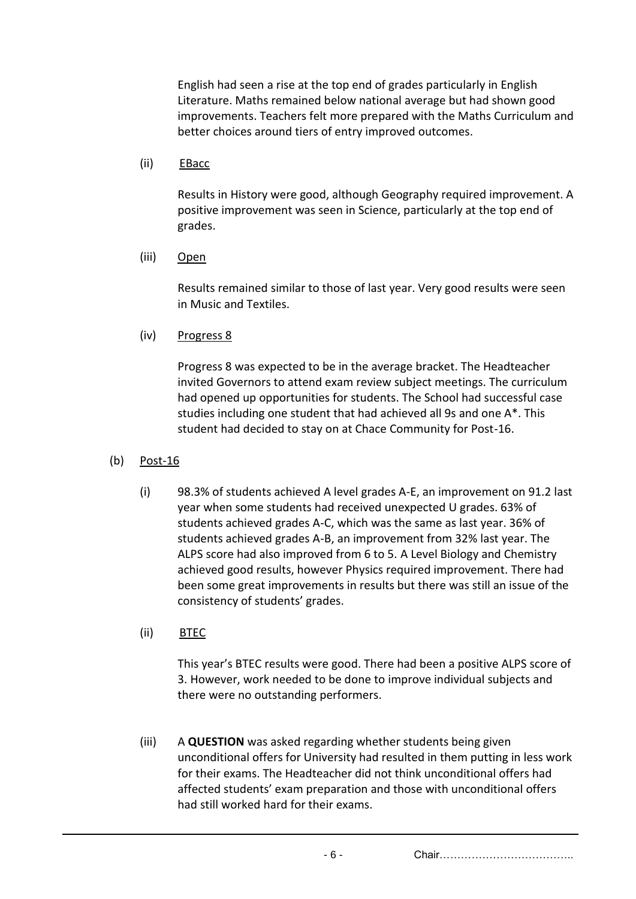English had seen a rise at the top end of grades particularly in English Literature. Maths remained below national average but had shown good improvements. Teachers felt more prepared with the Maths Curriculum and better choices around tiers of entry improved outcomes.

(ii) EBacc

Results in History were good, although Geography required improvement. A positive improvement was seen in Science, particularly at the top end of grades.

(iii) Open

Results remained similar to those of last year. Very good results were seen in Music and Textiles.

(iv) Progress 8

Progress 8 was expected to be in the average bracket. The Headteacher invited Governors to attend exam review subject meetings. The curriculum had opened up opportunities for students. The School had successful case studies including one student that had achieved all 9s and one A*. This student had decided to stay on at Chace Community for Post-16.

(b) Post-16

(i) 98.3% of students achieved A level grades A-E, an improvement on 91.2 last year when some students had received unexpected U grades. 63% of students achieved grades A-C, which was the same as last year. 36% of students achieved grades A-B, an improvement from 32% last year. The ALPS score had also improved from 6 to 5. A Level Biology and Chemistry achieved good results, however Physics required improvement. There had been some great improvements in results but there was still an issue of the consistency of students' grades.

(ii) BTEC

This year's BTEC results were good. There had been a positive ALPS score of 3. However, work needed to be done to improve individual subjects and there were no outstanding performers.

(iii) A **QUESTION** was asked regarding whether students being given unconditional offers for University had resulted in them putting in less work for their exams. The Headteacher did not think unconditional offers had affected students' exam preparation and those with unconditional offers had still worked hard for their exams.

Chair………………………………..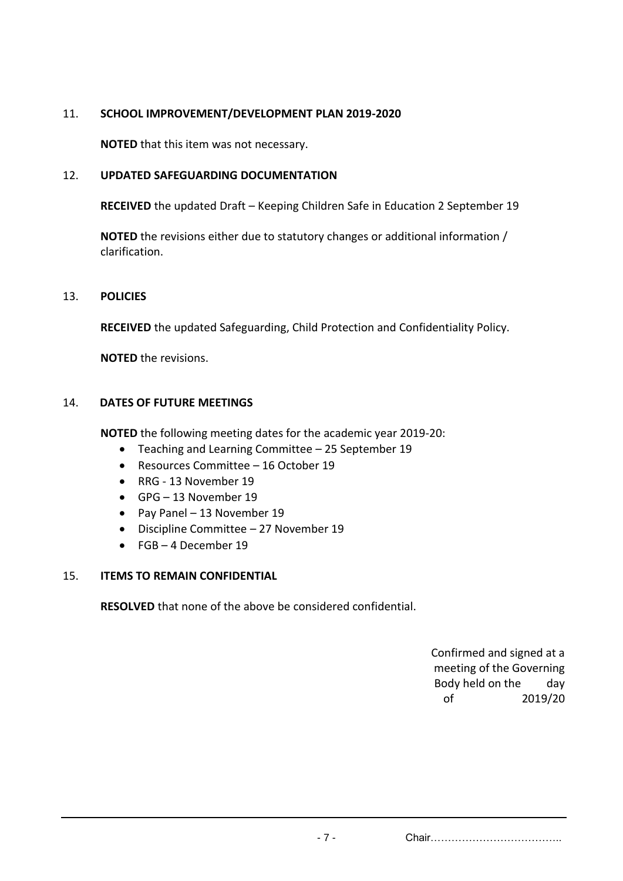11. **SCHOOL IMPROVEMENT/DEVELOPMENT PLAN 2019-2020**

**NOTED** that this item was not necessary.

12. **UPDATED SAFEGUARDING DOCUMENTATION**

**RECEIVED** the updated Draft – Keeping Children Safe in Education 2 September 19

**NOTED** the revisions either due to statutory changes or additional information / clarification.

13. **POLICIES**

**RECEIVED** the updated Safeguarding, Child Protection and Confidentiality Policy.

**NOTED** the revisions.

14. **DATES OF FUTURE MEETINGS**

**NOTED** the following meeting dates for the academic year 2019-20:

- Teaching and Learning Committee – 25 September 19
- Resources Committee – 16 October 19
- RRG - 13 November 19
- GPG – 13 November 19
- Pay Panel – 13 November 19
- Discipline Committee – 27 November 19
- FGB – 4 December 19

15. **ITEMS TO REMAIN CONFIDENTIAL**

**RESOLVED** that none of the above be considered confidential.

Confirmed and signed at a meeting of the Governing Body held on the day of 2019/20

Chair………………………………..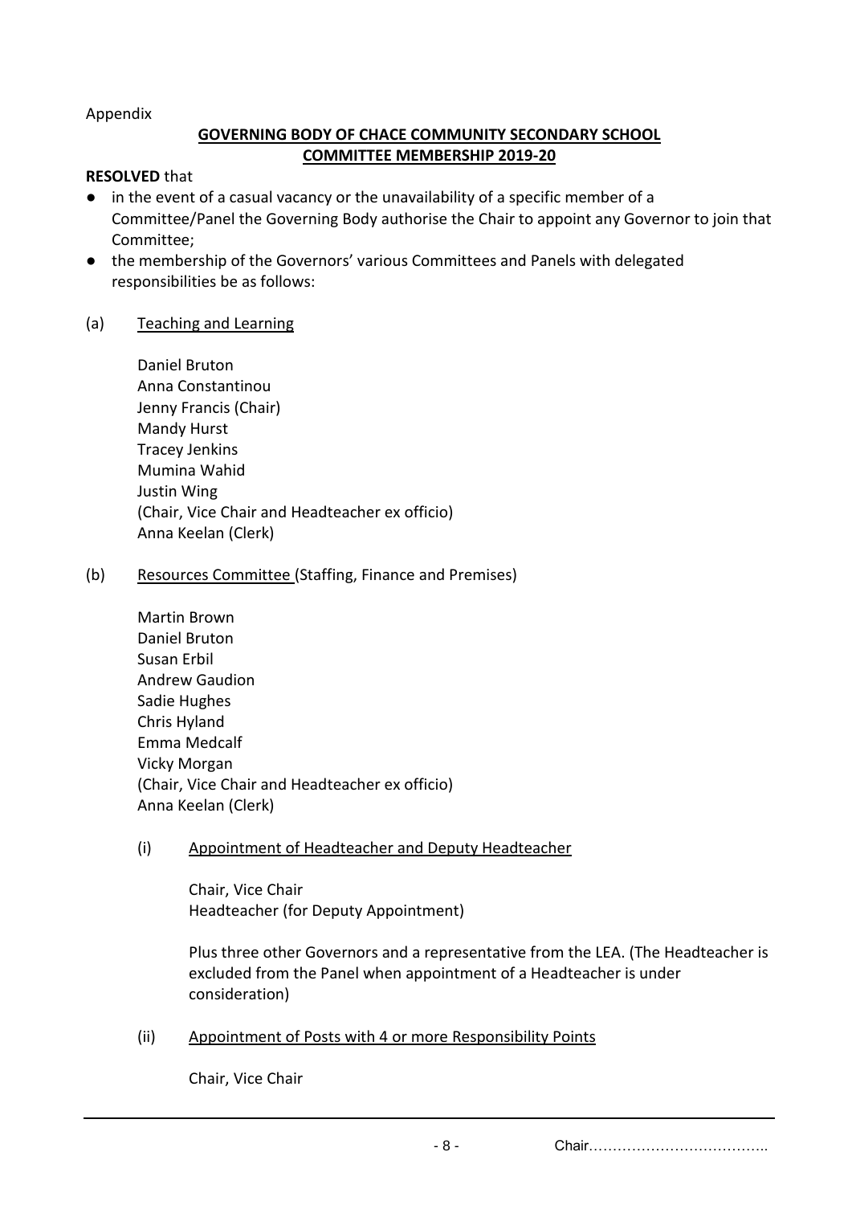Appendix

**GOVERNING BODY OF CHACE COMMUNITY SECONDARY SCHOOL**
**COMMITTEE MEMBERSHIP 2019-20**

**RESOLVED** that

- in the event of a casual vacancy or the unavailability of a specific member of a Committee/Panel the Governing Body authorise the Chair to appoint any Governor to join that Committee;
- the membership of the Governors' various Committees and Panels with delegated responsibilities be as follows:

(a) Teaching and Learning

Daniel Bruton
Anna Constantinou
Jenny Francis (Chair)
Mandy Hurst
Tracey Jenkins
Mumina Wahid
Justin Wing
(Chair, Vice Chair and Headteacher ex officio)
Anna Keelan (Clerk)

(b) Resources Committee (Staffing, Finance and Premises)

Martin Brown
Daniel Bruton
Susan Erbil
Andrew Gaudion
Sadie Hughes
Chris Hyland
Emma Medcalf
Vicky Morgan
(Chair, Vice Chair and Headteacher ex officio)
Anna Keelan (Clerk)

(i) Appointment of Headteacher and Deputy Headteacher

Chair, Vice Chair
Headteacher (for Deputy Appointment)

Plus three other Governors and a representative from the LEA. (The Headteacher is excluded from the Panel when appointment of a Headteacher is under consideration)

(ii) Appointment of Posts with 4 or more Responsibility Points

Chair, Vice Chair

Chair………………………………..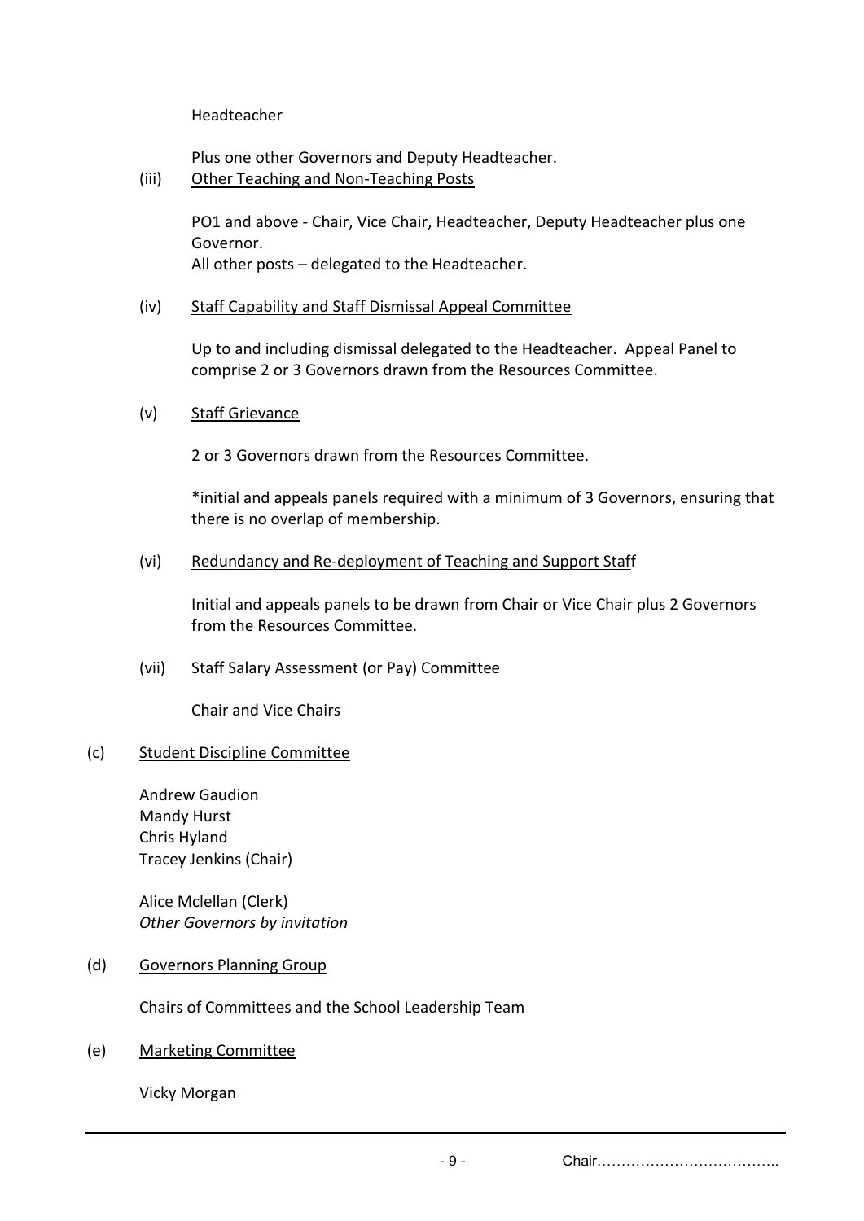Headteacher

Plus one other Governors and Deputy Headteacher.

(iii) <u>Other Teaching and Non-Teaching Posts</u>

PO1 and above - Chair, Vice Chair, Headteacher, Deputy Headteacher plus one Governor.
All other posts – delegated to the Headteacher.

(iv) <u>Staff Capability and Staff Dismissal Appeal Committee</u>

Up to and including dismissal delegated to the Headteacher. Appeal Panel to comprise 2 or 3 Governors drawn from the Resources Committee.

(v) <u>Staff Grievance</u>

2 or 3 Governors drawn from the Resources Committee.

*initial and appeals panels required with a minimum of 3 Governors, ensuring that there is no overlap of membership.

(vi) <u>Redundancy and Re-deployment of Teaching and Support Staff</u>

Initial and appeals panels to be drawn from Chair or Vice Chair plus 2 Governors from the Resources Committee.

(vii) <u>Staff Salary Assessment (or Pay) Committee</u>

Chair and Vice Chairs

(c) <u>Student Discipline Committee</u>

Andrew Gaudion
Mandy Hurst
Chris Hyland
Tracey Jenkins (Chair)

Alice Mclellan (Clerk)
*Other Governors by invitation*

(d) <u>Governors Planning Group</u>

Chairs of Committees and the School Leadership Team

(e) <u>Marketing Committee</u>

Vicky Morgan

Chair………………………………..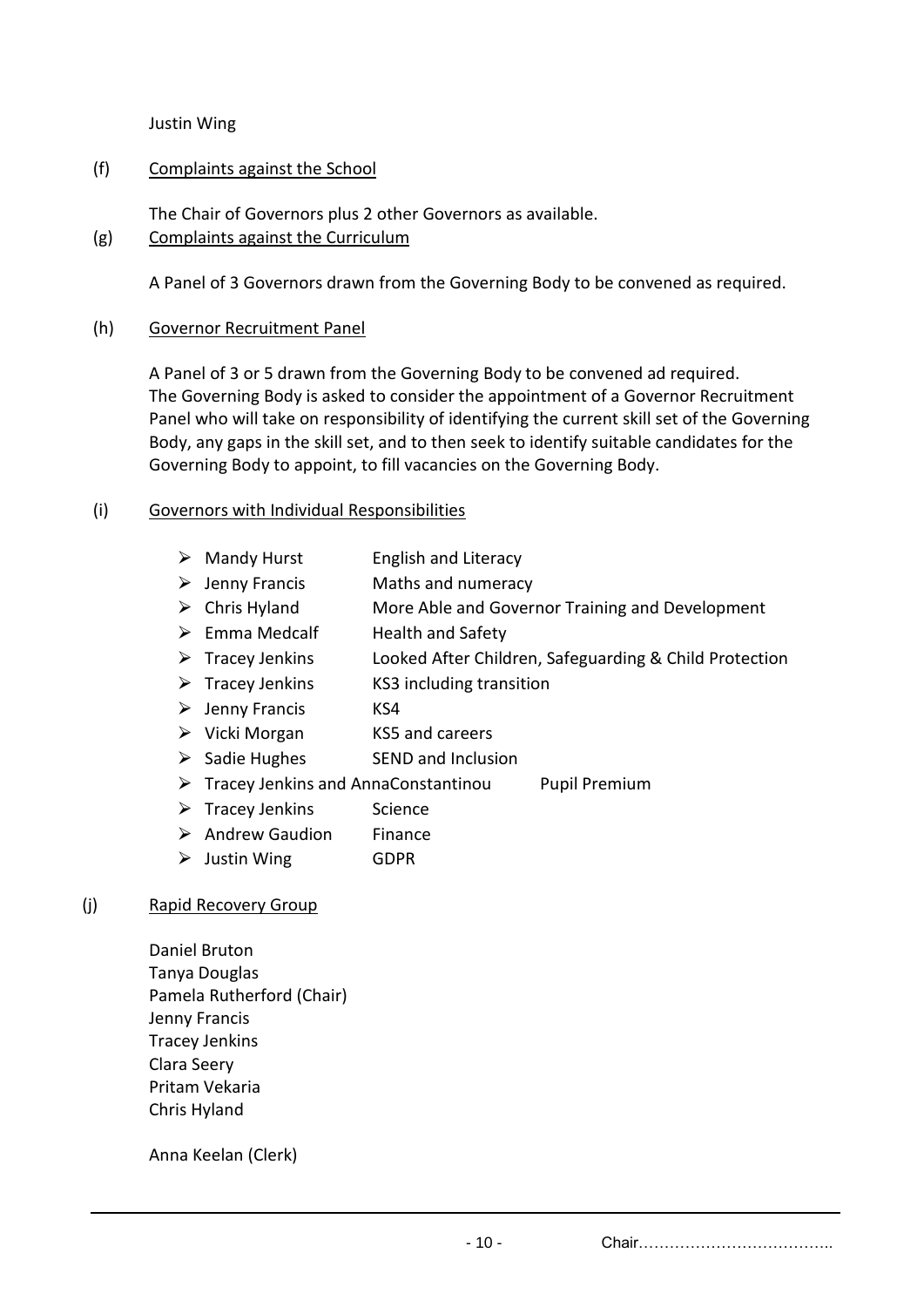Justin Wing

(f) Complaints against the School

The Chair of Governors plus 2 other Governors as available.

(g) Complaints against the Curriculum

A Panel of 3 Governors drawn from the Governing Body to be convened as required.

(h) Governor Recruitment Panel

A Panel of 3 or 5 drawn from the Governing Body to be convened ad required. The Governing Body is asked to consider the appointment of a Governor Recruitment Panel who will take on responsibility of identifying the current skill set of the Governing Body, any gaps in the skill set, and to then seek to identify suitable candidates for the Governing Body to appoint, to fill vacancies on the Governing Body.

(i) Governors with Individual Responsibilities

- Mandy Hurst — English and Literacy
- Jenny Francis — Maths and numeracy
- Chris Hyland — More Able and Governor Training and Development
- Emma Medcalf — Health and Safety
- Tracey Jenkins — Looked After Children, Safeguarding & Child Protection
- Tracey Jenkins — KS3 including transition
- Jenny Francis — KS4
- Vicki Morgan — KS5 and careers
- Sadie Hughes — SEND and Inclusion
- Tracey Jenkins and AnnaConstantinou — Pupil Premium
- Tracey Jenkins — Science
- Andrew Gaudion — Finance
- Justin Wing — GDPR

(j) Rapid Recovery Group

Daniel Bruton  
Tanya Douglas  
Pamela Rutherford (Chair)  
Jenny Francis  
Tracey Jenkins  
Clara Seery  
Pritam Vekaria  
Chris Hyland

Anna Keelan (Clerk)

Chair………………………………..